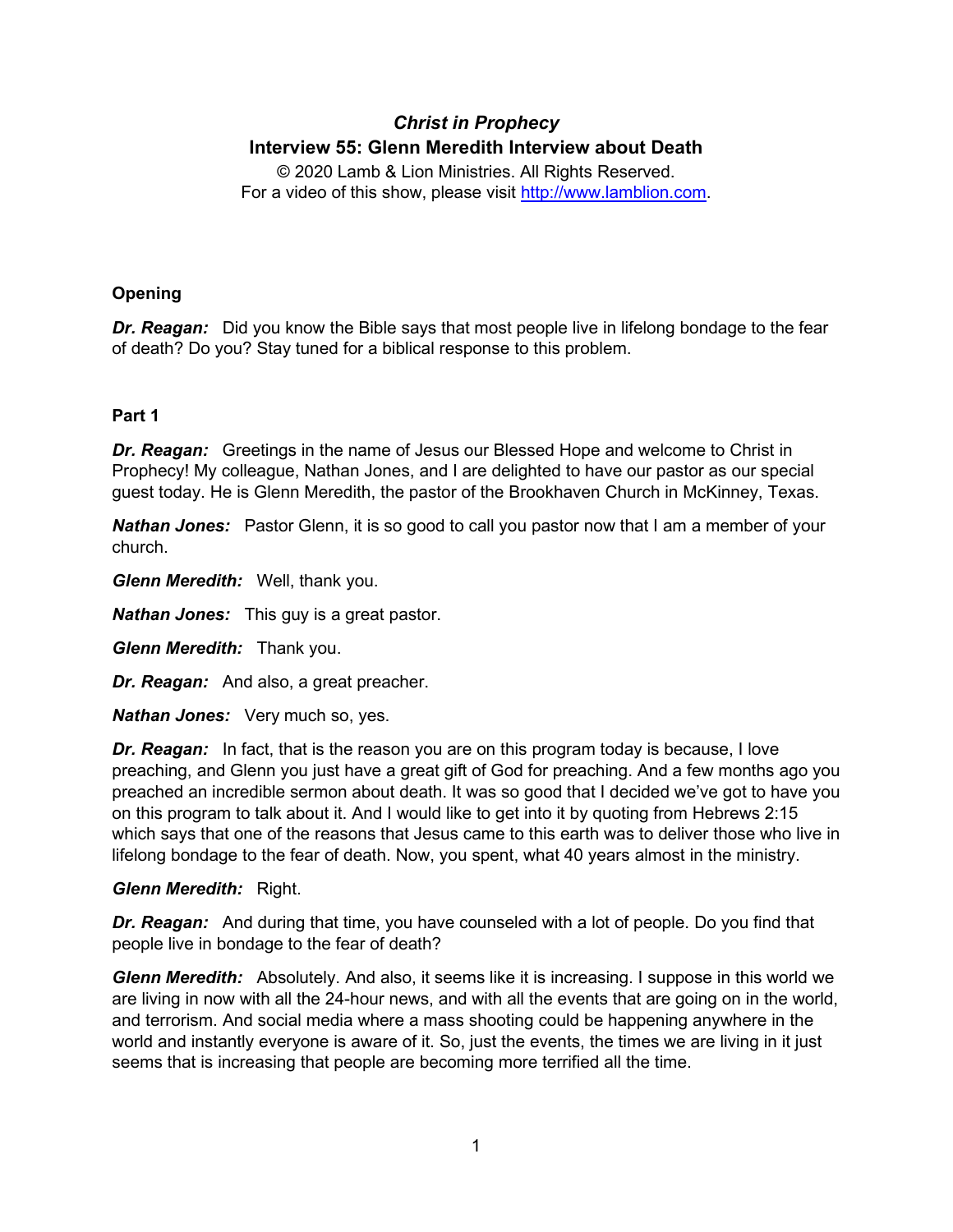# *Christ in Prophecy*
## Interview 55: Glenn Meredith Interview about Death

© 2020 Lamb & Lion Ministries. All Rights Reserved.
For a video of this show, please visit http://www.lamblion.com.

### Opening

***Dr. Reagan:*** Did you know the Bible says that most people live in lifelong bondage to the fear of death? Do you? Stay tuned for a biblical response to this problem.

### Part 1

***Dr. Reagan:*** Greetings in the name of Jesus our Blessed Hope and welcome to Christ in Prophecy! My colleague, Nathan Jones, and I are delighted to have our pastor as our special guest today. He is Glenn Meredith, the pastor of the Brookhaven Church in McKinney, Texas.

***Nathan Jones:*** Pastor Glenn, it is so good to call you pastor now that I am a member of your church.

***Glenn Meredith:*** Well, thank you.

***Nathan Jones:*** This guy is a great pastor.

***Glenn Meredith:*** Thank you.

***Dr. Reagan:*** And also, a great preacher.

***Nathan Jones:*** Very much so, yes.

***Dr. Reagan:*** In fact, that is the reason you are on this program today is because, I love preaching, and Glenn you just have a great gift of God for preaching. And a few months ago you preached an incredible sermon about death. It was so good that I decided we've got to have you on this program to talk about it. And I would like to get into it by quoting from Hebrews 2:15 which says that one of the reasons that Jesus came to this earth was to deliver those who live in lifelong bondage to the fear of death. Now, you spent, what 40 years almost in the ministry.

***Glenn Meredith:*** Right.

***Dr. Reagan:*** And during that time, you have counseled with a lot of people. Do you find that people live in bondage to the fear of death?

***Glenn Meredith:*** Absolutely. And also, it seems like it is increasing. I suppose in this world we are living in now with all the 24-hour news, and with all the events that are going on in the world, and terrorism. And social media where a mass shooting could be happening anywhere in the world and instantly everyone is aware of it. So, just the events, the times we are living in it just seems that is increasing that people are becoming more terrified all the time.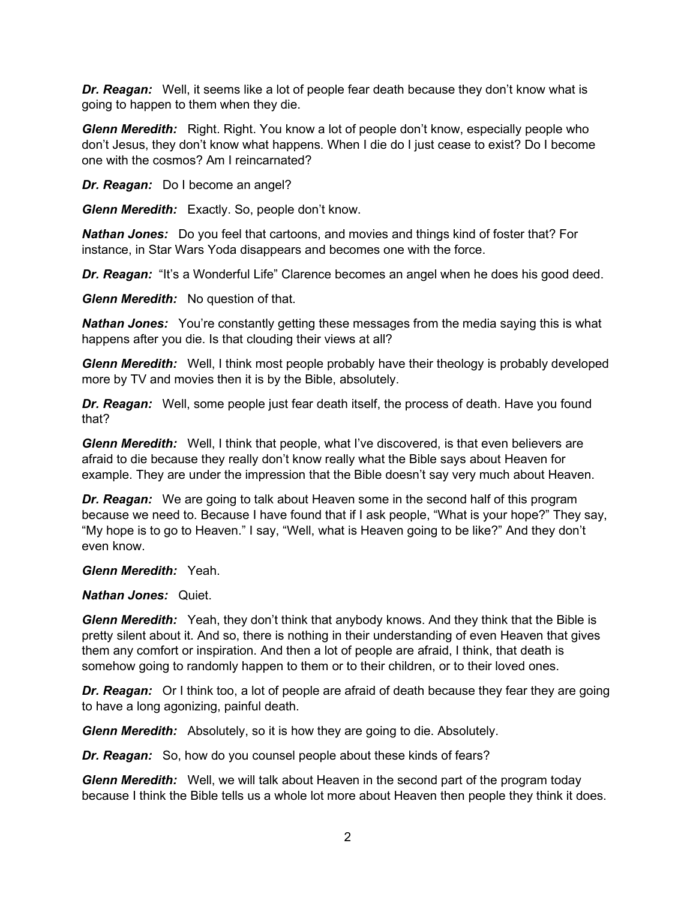***Dr. Reagan:*** Well, it seems like a lot of people fear death because they don't know what is going to happen to them when they die.

***Glenn Meredith:*** Right. Right. You know a lot of people don't know, especially people who don't Jesus, they don't know what happens. When I die do I just cease to exist? Do I become one with the cosmos? Am I reincarnated?

***Dr. Reagan:*** Do I become an angel?

***Glenn Meredith:*** Exactly. So, people don't know.

***Nathan Jones:*** Do you feel that cartoons, and movies and things kind of foster that? For instance, in Star Wars Yoda disappears and becomes one with the force.

***Dr. Reagan:*** "It's a Wonderful Life" Clarence becomes an angel when he does his good deed.

***Glenn Meredith:*** No question of that.

***Nathan Jones:*** You're constantly getting these messages from the media saying this is what happens after you die. Is that clouding their views at all?

***Glenn Meredith:*** Well, I think most people probably have their theology is probably developed more by TV and movies then it is by the Bible, absolutely.

***Dr. Reagan:*** Well, some people just fear death itself, the process of death. Have you found that?

***Glenn Meredith:*** Well, I think that people, what I've discovered, is that even believers are afraid to die because they really don't know really what the Bible says about Heaven for example. They are under the impression that the Bible doesn't say very much about Heaven.

***Dr. Reagan:*** We are going to talk about Heaven some in the second half of this program because we need to. Because I have found that if I ask people, "What is your hope?" They say, "My hope is to go to Heaven." I say, "Well, what is Heaven going to be like?" And they don't even know.

***Glenn Meredith:*** Yeah.

***Nathan Jones:*** Quiet.

***Glenn Meredith:*** Yeah, they don't think that anybody knows. And they think that the Bible is pretty silent about it. And so, there is nothing in their understanding of even Heaven that gives them any comfort or inspiration. And then a lot of people are afraid, I think, that death is somehow going to randomly happen to them or to their children, or to their loved ones.

***Dr. Reagan:*** Or I think too, a lot of people are afraid of death because they fear they are going to have a long agonizing, painful death.

***Glenn Meredith:*** Absolutely, so it is how they are going to die. Absolutely.

***Dr. Reagan:*** So, how do you counsel people about these kinds of fears?

***Glenn Meredith:*** Well, we will talk about Heaven in the second part of the program today because I think the Bible tells us a whole lot more about Heaven then people they think it does.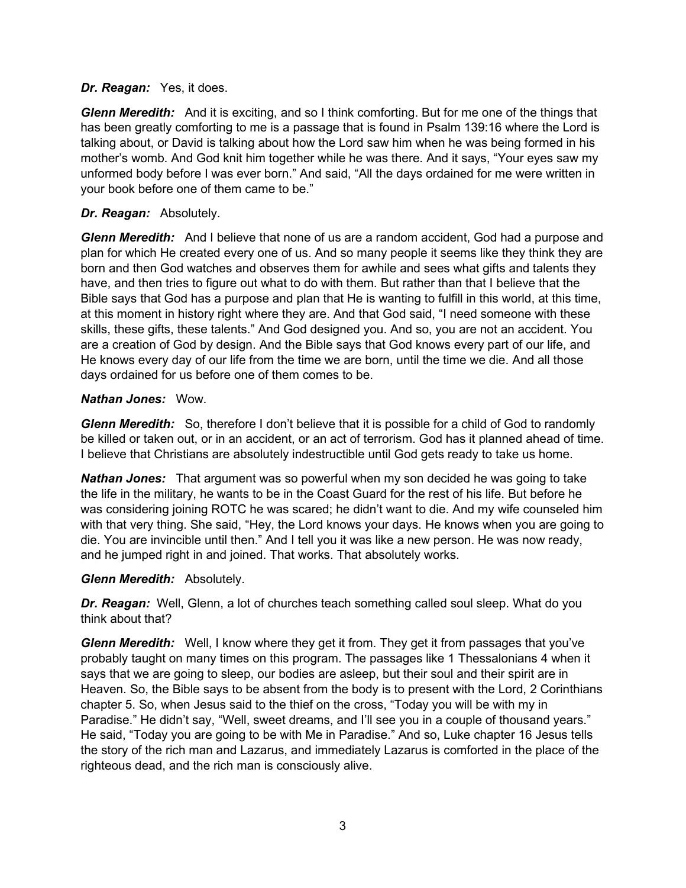***Dr. Reagan:*** Yes, it does.

***Glenn Meredith:*** And it is exciting, and so I think comforting. But for me one of the things that has been greatly comforting to me is a passage that is found in Psalm 139:16 where the Lord is talking about, or David is talking about how the Lord saw him when he was being formed in his mother's womb. And God knit him together while he was there. And it says, "Your eyes saw my unformed body before I was ever born." And said, "All the days ordained for me were written in your book before one of them came to be."

***Dr. Reagan:*** Absolutely.

***Glenn Meredith:*** And I believe that none of us are a random accident, God had a purpose and plan for which He created every one of us. And so many people it seems like they think they are born and then God watches and observes them for awhile and sees what gifts and talents they have, and then tries to figure out what to do with them. But rather than that I believe that the Bible says that God has a purpose and plan that He is wanting to fulfill in this world, at this time, at this moment in history right where they are. And that God said, "I need someone with these skills, these gifts, these talents." And God designed you. And so, you are not an accident. You are a creation of God by design. And the Bible says that God knows every part of our life, and He knows every day of our life from the time we are born, until the time we die. And all those days ordained for us before one of them comes to be.

***Nathan Jones:*** Wow.

***Glenn Meredith:*** So, therefore I don't believe that it is possible for a child of God to randomly be killed or taken out, or in an accident, or an act of terrorism. God has it planned ahead of time. I believe that Christians are absolutely indestructible until God gets ready to take us home.

***Nathan Jones:*** That argument was so powerful when my son decided he was going to take the life in the military, he wants to be in the Coast Guard for the rest of his life. But before he was considering joining ROTC he was scared; he didn't want to die. And my wife counseled him with that very thing. She said, "Hey, the Lord knows your days. He knows when you are going to die. You are invincible until then." And I tell you it was like a new person. He was now ready, and he jumped right in and joined. That works. That absolutely works.

***Glenn Meredith:*** Absolutely.

***Dr. Reagan:*** Well, Glenn, a lot of churches teach something called soul sleep. What do you think about that?

***Glenn Meredith:*** Well, I know where they get it from. They get it from passages that you've probably taught on many times on this program. The passages like 1 Thessalonians 4 when it says that we are going to sleep, our bodies are asleep, but their soul and their spirit are in Heaven. So, the Bible says to be absent from the body is to present with the Lord, 2 Corinthians chapter 5. So, when Jesus said to the thief on the cross, "Today you will be with my in Paradise." He didn't say, "Well, sweet dreams, and I'll see you in a couple of thousand years." He said, "Today you are going to be with Me in Paradise." And so, Luke chapter 16 Jesus tells the story of the rich man and Lazarus, and immediately Lazarus is comforted in the place of the righteous dead, and the rich man is consciously alive.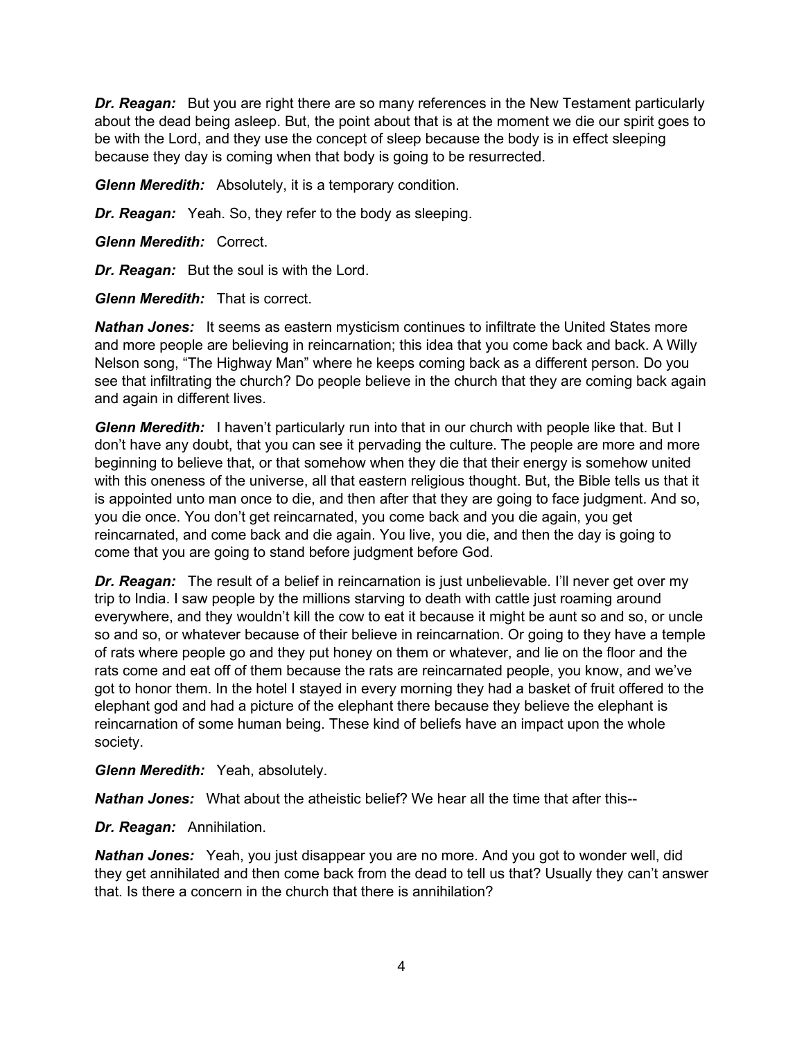***Dr. Reagan:*** But you are right there are so many references in the New Testament particularly about the dead being asleep. But, the point about that is at the moment we die our spirit goes to be with the Lord, and they use the concept of sleep because the body is in effect sleeping because they day is coming when that body is going to be resurrected.

***Glenn Meredith:*** Absolutely, it is a temporary condition.

***Dr. Reagan:*** Yeah. So, they refer to the body as sleeping.

***Glenn Meredith:*** Correct.

***Dr. Reagan:*** But the soul is with the Lord.

***Glenn Meredith:*** That is correct.

***Nathan Jones:*** It seems as eastern mysticism continues to infiltrate the United States more and more people are believing in reincarnation; this idea that you come back and back. A Willy Nelson song, "The Highway Man" where he keeps coming back as a different person. Do you see that infiltrating the church? Do people believe in the church that they are coming back again and again in different lives.

***Glenn Meredith:*** I haven't particularly run into that in our church with people like that. But I don't have any doubt, that you can see it pervading the culture. The people are more and more beginning to believe that, or that somehow when they die that their energy is somehow united with this oneness of the universe, all that eastern religious thought. But, the Bible tells us that it is appointed unto man once to die, and then after that they are going to face judgment. And so, you die once. You don't get reincarnated, you come back and you die again, you get reincarnated, and come back and die again. You live, you die, and then the day is going to come that you are going to stand before judgment before God.

***Dr. Reagan:*** The result of a belief in reincarnation is just unbelievable. I'll never get over my trip to India. I saw people by the millions starving to death with cattle just roaming around everywhere, and they wouldn't kill the cow to eat it because it might be aunt so and so, or uncle so and so, or whatever because of their believe in reincarnation. Or going to they have a temple of rats where people go and they put honey on them or whatever, and lie on the floor and the rats come and eat off of them because the rats are reincarnated people, you know, and we've got to honor them. In the hotel I stayed in every morning they had a basket of fruit offered to the elephant god and had a picture of the elephant there because they believe the elephant is reincarnation of some human being. These kind of beliefs have an impact upon the whole society.

***Glenn Meredith:*** Yeah, absolutely.

***Nathan Jones:*** What about the atheistic belief? We hear all the time that after this--

***Dr. Reagan:*** Annihilation.

***Nathan Jones:*** Yeah, you just disappear you are no more. And you got to wonder well, did they get annihilated and then come back from the dead to tell us that? Usually they can't answer that. Is there a concern in the church that there is annihilation?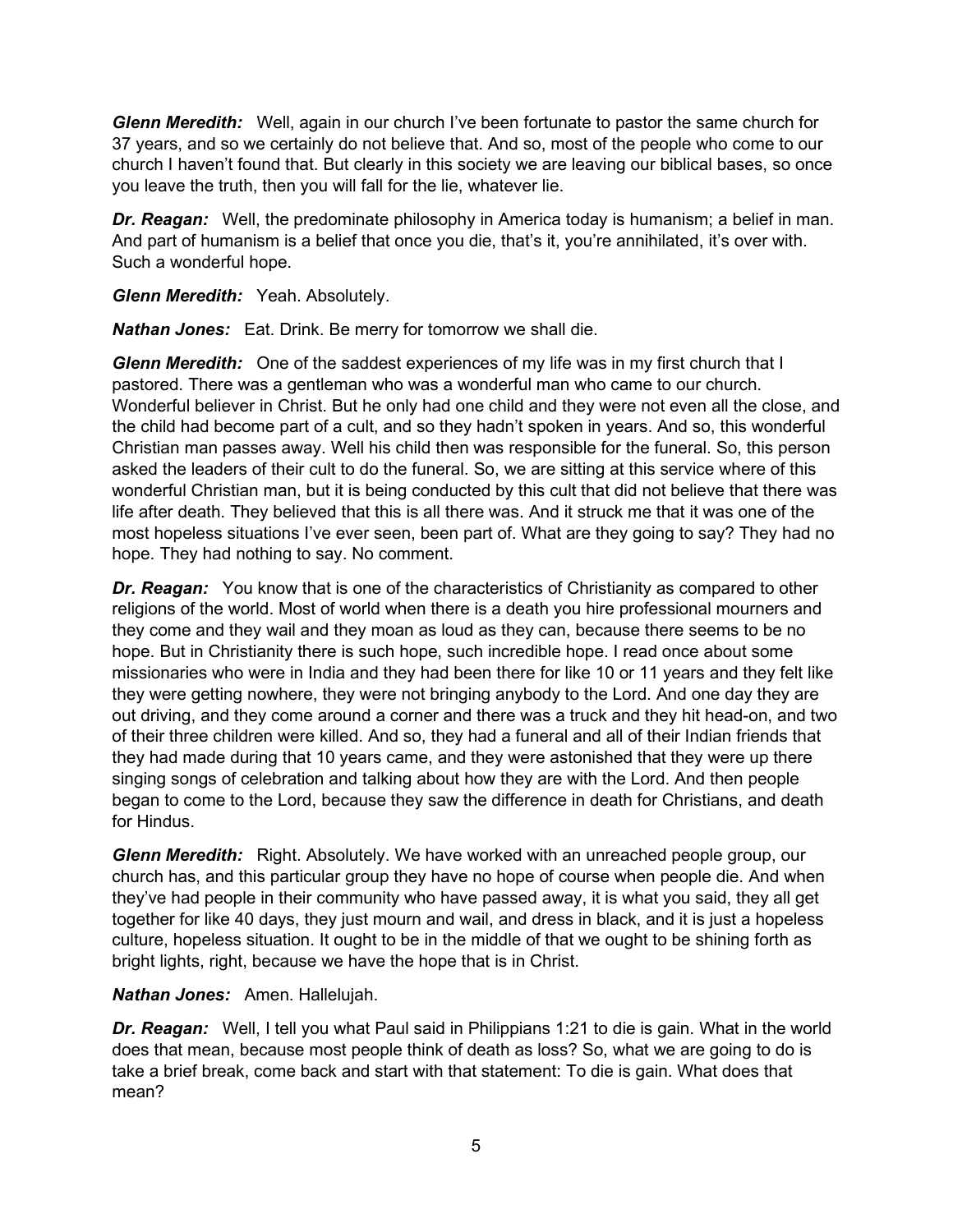***Glenn Meredith:*** Well, again in our church I've been fortunate to pastor the same church for 37 years, and so we certainly do not believe that. And so, most of the people who come to our church I haven't found that. But clearly in this society we are leaving our biblical bases, so once you leave the truth, then you will fall for the lie, whatever lie.

***Dr. Reagan:*** Well, the predominate philosophy in America today is humanism; a belief in man. And part of humanism is a belief that once you die, that's it, you're annihilated, it's over with. Such a wonderful hope.

***Glenn Meredith:*** Yeah. Absolutely.

***Nathan Jones:*** Eat. Drink. Be merry for tomorrow we shall die.

***Glenn Meredith:*** One of the saddest experiences of my life was in my first church that I pastored. There was a gentleman who was a wonderful man who came to our church. Wonderful believer in Christ. But he only had one child and they were not even all the close, and the child had become part of a cult, and so they hadn't spoken in years. And so, this wonderful Christian man passes away. Well his child then was responsible for the funeral. So, this person asked the leaders of their cult to do the funeral. So, we are sitting at this service where of this wonderful Christian man, but it is being conducted by this cult that did not believe that there was life after death. They believed that this is all there was. And it struck me that it was one of the most hopeless situations I've ever seen, been part of. What are they going to say? They had no hope. They had nothing to say. No comment.

***Dr. Reagan:*** You know that is one of the characteristics of Christianity as compared to other religions of the world. Most of world when there is a death you hire professional mourners and they come and they wail and they moan as loud as they can, because there seems to be no hope. But in Christianity there is such hope, such incredible hope. I read once about some missionaries who were in India and they had been there for like 10 or 11 years and they felt like they were getting nowhere, they were not bringing anybody to the Lord. And one day they are out driving, and they come around a corner and there was a truck and they hit head-on, and two of their three children were killed. And so, they had a funeral and all of their Indian friends that they had made during that 10 years came, and they were astonished that they were up there singing songs of celebration and talking about how they are with the Lord. And then people began to come to the Lord, because they saw the difference in death for Christians, and death for Hindus.

***Glenn Meredith:*** Right. Absolutely. We have worked with an unreached people group, our church has, and this particular group they have no hope of course when people die. And when they've had people in their community who have passed away, it is what you said, they all get together for like 40 days, they just mourn and wail, and dress in black, and it is just a hopeless culture, hopeless situation. It ought to be in the middle of that we ought to be shining forth as bright lights, right, because we have the hope that is in Christ.

***Nathan Jones:*** Amen. Hallelujah.

***Dr. Reagan:*** Well, I tell you what Paul said in Philippians 1:21 to die is gain. What in the world does that mean, because most people think of death as loss? So, what we are going to do is take a brief break, come back and start with that statement: To die is gain. What does that mean?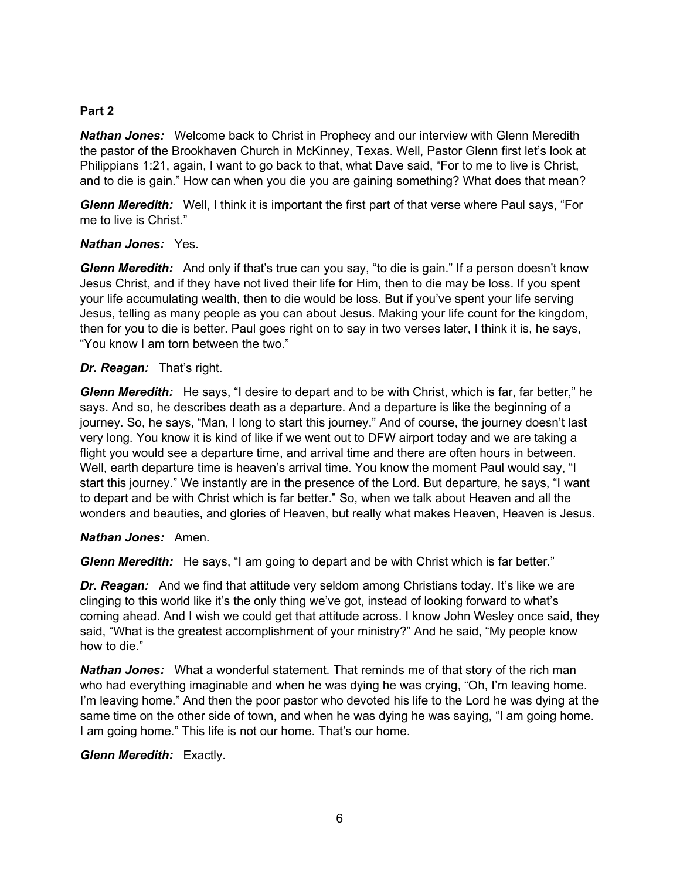**Part 2**

***Nathan Jones:*** Welcome back to Christ in Prophecy and our interview with Glenn Meredith the pastor of the Brookhaven Church in McKinney, Texas. Well, Pastor Glenn first let's look at Philippians 1:21, again, I want to go back to that, what Dave said, "For to me to live is Christ, and to die is gain." How can when you die you are gaining something? What does that mean?

***Glenn Meredith:*** Well, I think it is important the first part of that verse where Paul says, "For me to live is Christ."

***Nathan Jones:*** Yes.

***Glenn Meredith:*** And only if that's true can you say, "to die is gain." If a person doesn't know Jesus Christ, and if they have not lived their life for Him, then to die may be loss. If you spent your life accumulating wealth, then to die would be loss. But if you've spent your life serving Jesus, telling as many people as you can about Jesus. Making your life count for the kingdom, then for you to die is better. Paul goes right on to say in two verses later, I think it is, he says, "You know I am torn between the two."

***Dr. Reagan:*** That's right.

***Glenn Meredith:*** He says, "I desire to depart and to be with Christ, which is far, far better," he says. And so, he describes death as a departure. And a departure is like the beginning of a journey. So, he says, "Man, I long to start this journey." And of course, the journey doesn't last very long. You know it is kind of like if we went out to DFW airport today and we are taking a flight you would see a departure time, and arrival time and there are often hours in between. Well, earth departure time is heaven's arrival time. You know the moment Paul would say, "I start this journey." We instantly are in the presence of the Lord. But departure, he says, "I want to depart and be with Christ which is far better." So, when we talk about Heaven and all the wonders and beauties, and glories of Heaven, but really what makes Heaven, Heaven is Jesus.

***Nathan Jones:*** Amen.

***Glenn Meredith:*** He says, "I am going to depart and be with Christ which is far better."

***Dr. Reagan:*** And we find that attitude very seldom among Christians today. It's like we are clinging to this world like it's the only thing we've got, instead of looking forward to what's coming ahead. And I wish we could get that attitude across. I know John Wesley once said, they said, "What is the greatest accomplishment of your ministry?" And he said, "My people know how to die."

***Nathan Jones:*** What a wonderful statement. That reminds me of that story of the rich man who had everything imaginable and when he was dying he was crying, "Oh, I'm leaving home. I'm leaving home." And then the poor pastor who devoted his life to the Lord he was dying at the same time on the other side of town, and when he was dying he was saying, "I am going home. I am going home." This life is not our home. That's our home.

***Glenn Meredith:*** Exactly.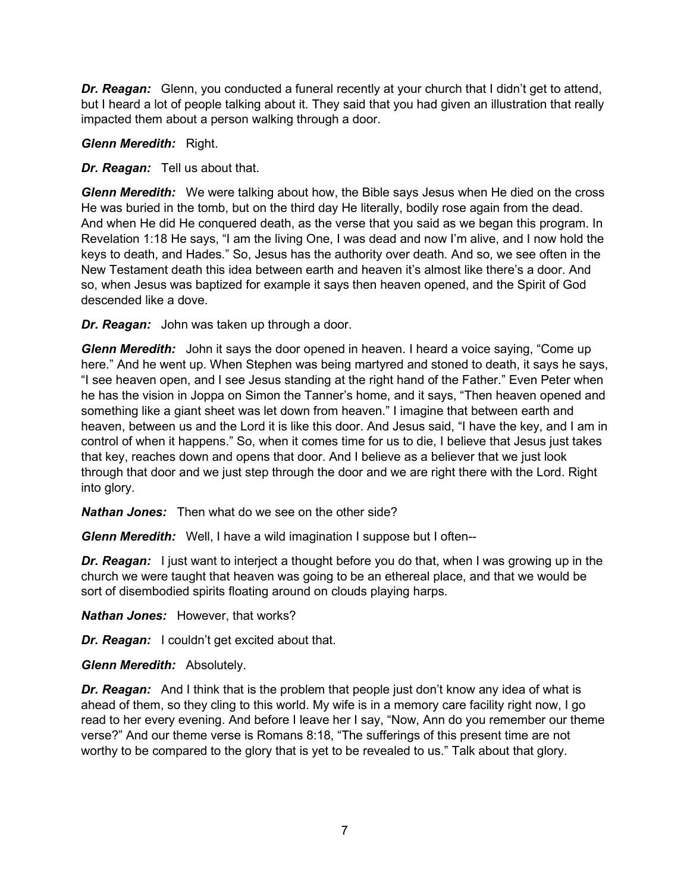***Dr. Reagan:*** Glenn, you conducted a funeral recently at your church that I didn't get to attend, but I heard a lot of people talking about it. They said that you had given an illustration that really impacted them about a person walking through a door.

***Glenn Meredith:*** Right.

***Dr. Reagan:*** Tell us about that.

***Glenn Meredith:*** We were talking about how, the Bible says Jesus when He died on the cross He was buried in the tomb, but on the third day He literally, bodily rose again from the dead. And when He did He conquered death, as the verse that you said as we began this program. In Revelation 1:18 He says, "I am the living One, I was dead and now I'm alive, and I now hold the keys to death, and Hades." So, Jesus has the authority over death. And so, we see often in the New Testament death this idea between earth and heaven it's almost like there's a door. And so, when Jesus was baptized for example it says then heaven opened, and the Spirit of God descended like a dove.

***Dr. Reagan:*** John was taken up through a door.

***Glenn Meredith:*** John it says the door opened in heaven. I heard a voice saying, "Come up here." And he went up. When Stephen was being martyred and stoned to death, it says he says, "I see heaven open, and I see Jesus standing at the right hand of the Father." Even Peter when he has the vision in Joppa on Simon the Tanner's home, and it says, "Then heaven opened and something like a giant sheet was let down from heaven." I imagine that between earth and heaven, between us and the Lord it is like this door. And Jesus said, "I have the key, and I am in control of when it happens." So, when it comes time for us to die, I believe that Jesus just takes that key, reaches down and opens that door. And I believe as a believer that we just look through that door and we just step through the door and we are right there with the Lord. Right into glory.

***Nathan Jones:*** Then what do we see on the other side?

***Glenn Meredith:*** Well, I have a wild imagination I suppose but I often--

***Dr. Reagan:*** I just want to interject a thought before you do that, when I was growing up in the church we were taught that heaven was going to be an ethereal place, and that we would be sort of disembodied spirits floating around on clouds playing harps.

***Nathan Jones:*** However, that works?

***Dr. Reagan:*** I couldn't get excited about that.

***Glenn Meredith:*** Absolutely.

***Dr. Reagan:*** And I think that is the problem that people just don't know any idea of what is ahead of them, so they cling to this world. My wife is in a memory care facility right now, I go read to her every evening. And before I leave her I say, "Now, Ann do you remember our theme verse?" And our theme verse is Romans 8:18, "The sufferings of this present time are not worthy to be compared to the glory that is yet to be revealed to us." Talk about that glory.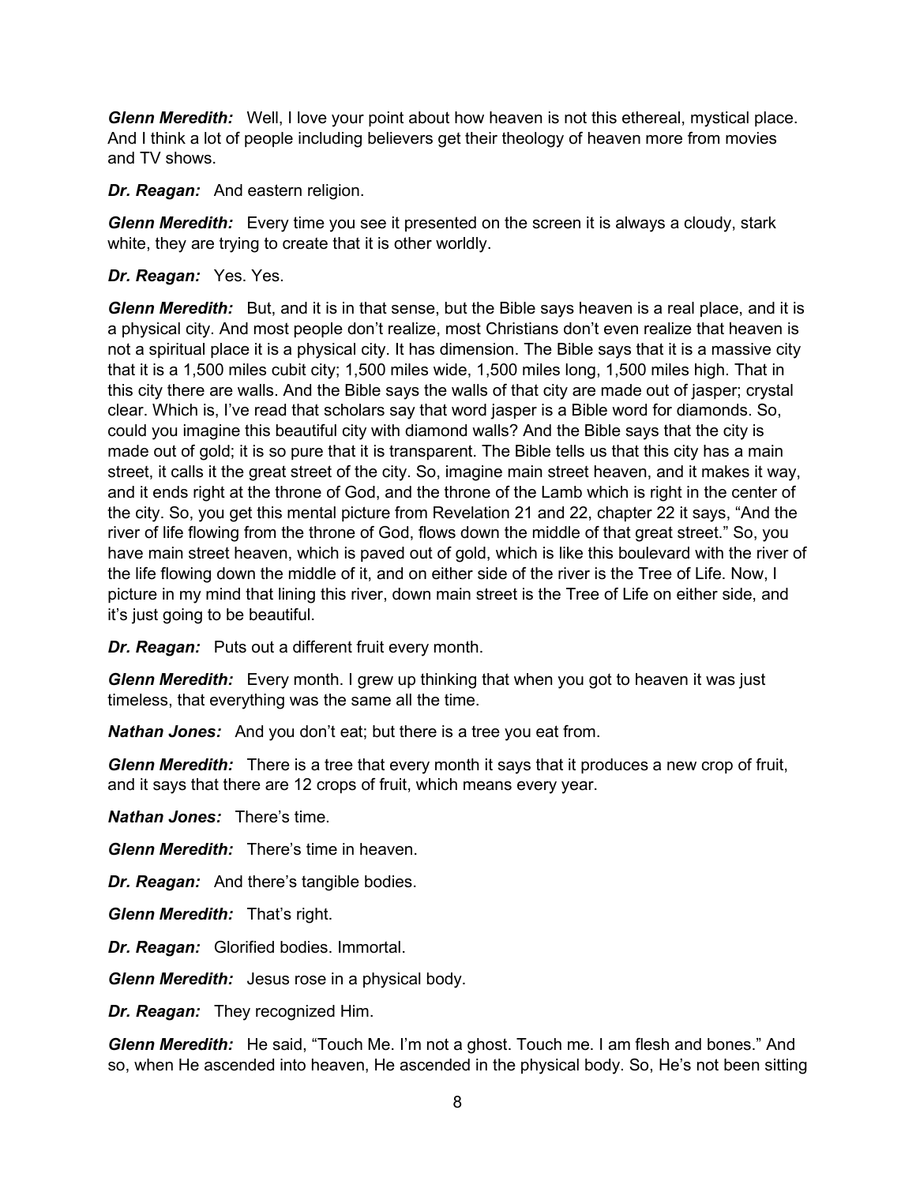***Glenn Meredith:*** Well, I love your point about how heaven is not this ethereal, mystical place. And I think a lot of people including believers get their theology of heaven more from movies and TV shows.

***Dr. Reagan:*** And eastern religion.

***Glenn Meredith:*** Every time you see it presented on the screen it is always a cloudy, stark white, they are trying to create that it is other worldly.

***Dr. Reagan:*** Yes. Yes.

***Glenn Meredith:*** But, and it is in that sense, but the Bible says heaven is a real place, and it is a physical city. And most people don't realize, most Christians don't even realize that heaven is not a spiritual place it is a physical city. It has dimension. The Bible says that it is a massive city that it is a 1,500 miles cubit city; 1,500 miles wide, 1,500 miles long, 1,500 miles high. That in this city there are walls. And the Bible says the walls of that city are made out of jasper; crystal clear. Which is, I've read that scholars say that word jasper is a Bible word for diamonds. So, could you imagine this beautiful city with diamond walls? And the Bible says that the city is made out of gold; it is so pure that it is transparent. The Bible tells us that this city has a main street, it calls it the great street of the city. So, imagine main street heaven, and it makes it way, and it ends right at the throne of God, and the throne of the Lamb which is right in the center of the city. So, you get this mental picture from Revelation 21 and 22, chapter 22 it says, "And the river of life flowing from the throne of God, flows down the middle of that great street." So, you have main street heaven, which is paved out of gold, which is like this boulevard with the river of the life flowing down the middle of it, and on either side of the river is the Tree of Life. Now, I picture in my mind that lining this river, down main street is the Tree of Life on either side, and it's just going to be beautiful.

***Dr. Reagan:*** Puts out a different fruit every month.

***Glenn Meredith:*** Every month. I grew up thinking that when you got to heaven it was just timeless, that everything was the same all the time.

***Nathan Jones:*** And you don't eat; but there is a tree you eat from.

***Glenn Meredith:*** There is a tree that every month it says that it produces a new crop of fruit, and it says that there are 12 crops of fruit, which means every year.

***Nathan Jones:*** There's time.

***Glenn Meredith:*** There's time in heaven.

***Dr. Reagan:*** And there's tangible bodies.

***Glenn Meredith:*** That's right.

***Dr. Reagan:*** Glorified bodies. Immortal.

***Glenn Meredith:*** Jesus rose in a physical body.

***Dr. Reagan:*** They recognized Him.

***Glenn Meredith:*** He said, "Touch Me. I'm not a ghost. Touch me. I am flesh and bones." And so, when He ascended into heaven, He ascended in the physical body. So, He's not been sitting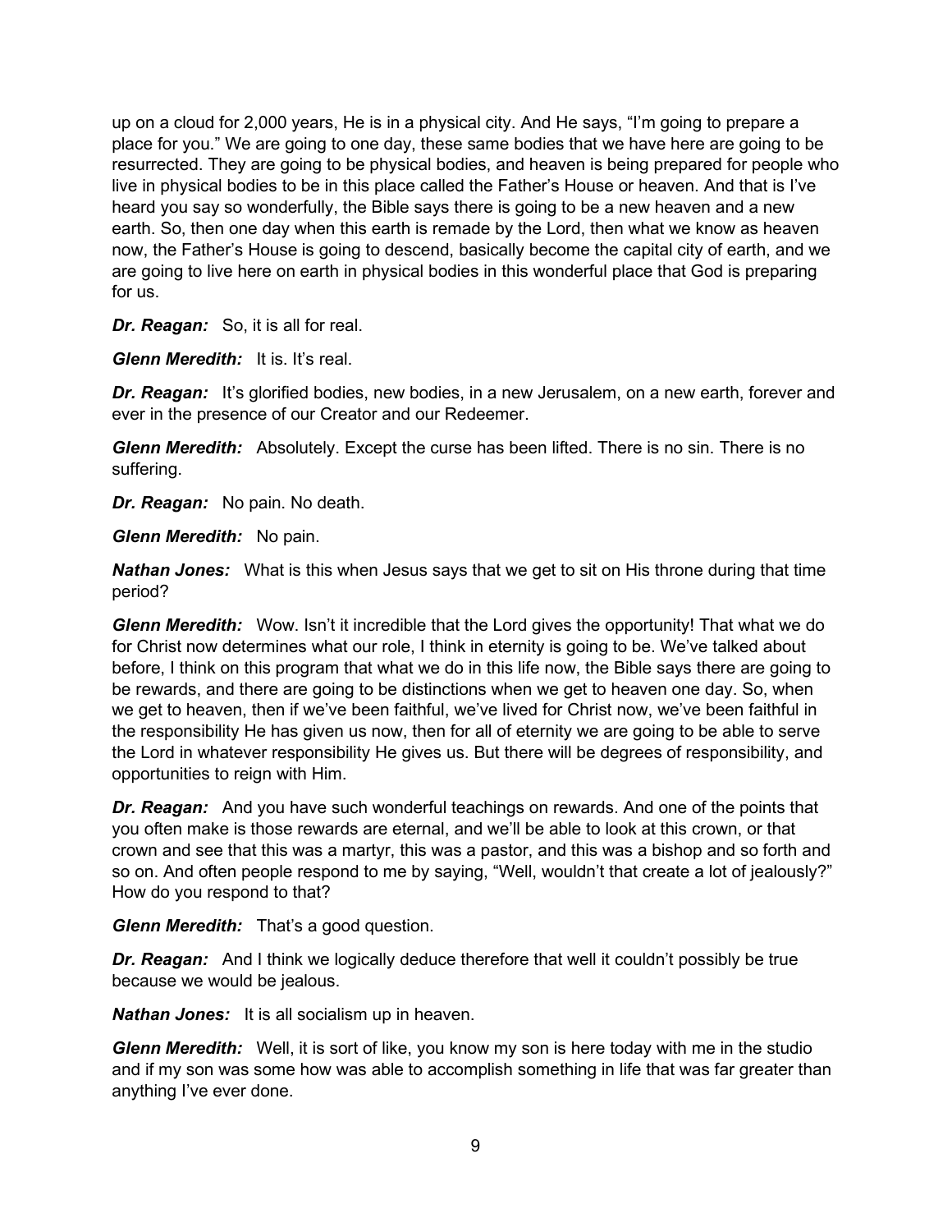up on a cloud for 2,000 years, He is in a physical city. And He says, "I'm going to prepare a place for you." We are going to one day, these same bodies that we have here are going to be resurrected. They are going to be physical bodies, and heaven is being prepared for people who live in physical bodies to be in this place called the Father's House or heaven. And that is I've heard you say so wonderfully, the Bible says there is going to be a new heaven and a new earth. So, then one day when this earth is remade by the Lord, then what we know as heaven now, the Father's House is going to descend, basically become the capital city of earth, and we are going to live here on earth in physical bodies in this wonderful place that God is preparing for us.

***Dr. Reagan:*** So, it is all for real.

***Glenn Meredith:*** It is. It's real.

***Dr. Reagan:*** It's glorified bodies, new bodies, in a new Jerusalem, on a new earth, forever and ever in the presence of our Creator and our Redeemer.

***Glenn Meredith:*** Absolutely. Except the curse has been lifted. There is no sin. There is no suffering.

***Dr. Reagan:*** No pain. No death.

***Glenn Meredith:*** No pain.

***Nathan Jones:*** What is this when Jesus says that we get to sit on His throne during that time period?

***Glenn Meredith:*** Wow. Isn't it incredible that the Lord gives the opportunity! That what we do for Christ now determines what our role, I think in eternity is going to be. We've talked about before, I think on this program that what we do in this life now, the Bible says there are going to be rewards, and there are going to be distinctions when we get to heaven one day. So, when we get to heaven, then if we've been faithful, we've lived for Christ now, we've been faithful in the responsibility He has given us now, then for all of eternity we are going to be able to serve the Lord in whatever responsibility He gives us. But there will be degrees of responsibility, and opportunities to reign with Him.

***Dr. Reagan:*** And you have such wonderful teachings on rewards. And one of the points that you often make is those rewards are eternal, and we'll be able to look at this crown, or that crown and see that this was a martyr, this was a pastor, and this was a bishop and so forth and so on. And often people respond to me by saying, "Well, wouldn't that create a lot of jealously?" How do you respond to that?

***Glenn Meredith:*** That's a good question.

***Dr. Reagan:*** And I think we logically deduce therefore that well it couldn't possibly be true because we would be jealous.

***Nathan Jones:*** It is all socialism up in heaven.

***Glenn Meredith:*** Well, it is sort of like, you know my son is here today with me in the studio and if my son was some how was able to accomplish something in life that was far greater than anything I've ever done.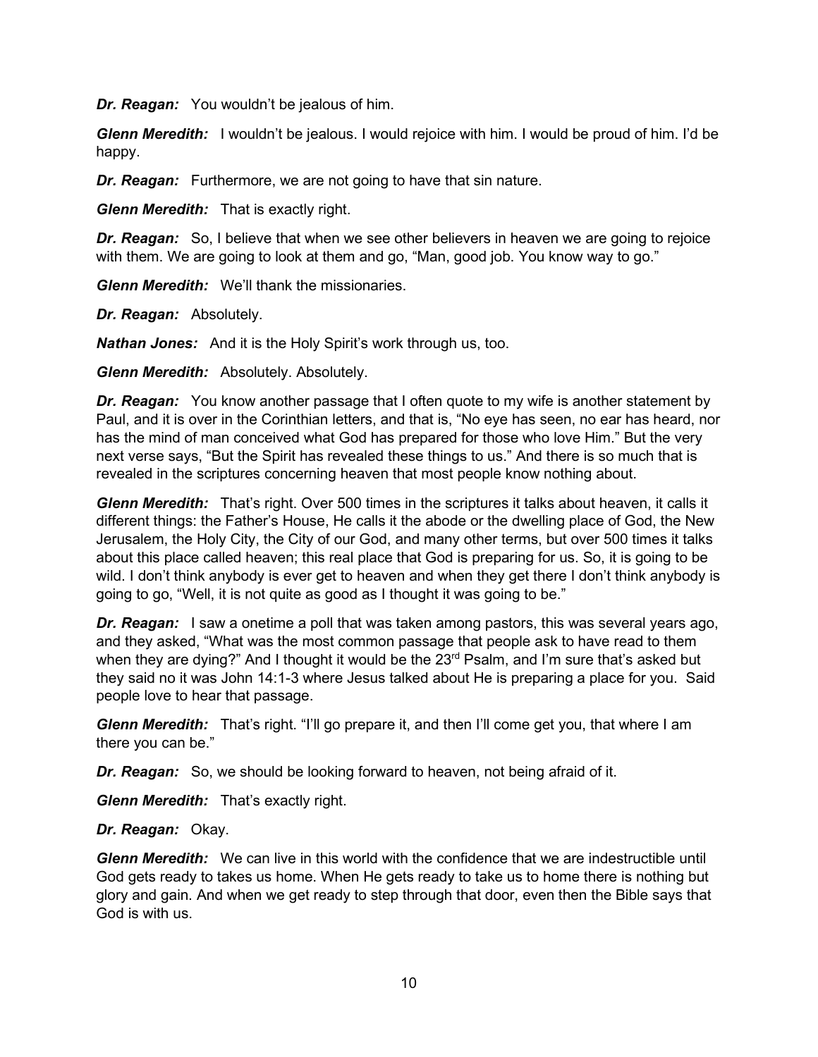***Dr. Reagan:*** You wouldn't be jealous of him.

***Glenn Meredith:*** I wouldn't be jealous. I would rejoice with him. I would be proud of him. I'd be happy.

***Dr. Reagan:*** Furthermore, we are not going to have that sin nature.

***Glenn Meredith:*** That is exactly right.

***Dr. Reagan:*** So, I believe that when we see other believers in heaven we are going to rejoice with them. We are going to look at them and go, "Man, good job. You know way to go."

***Glenn Meredith:*** We'll thank the missionaries.

***Dr. Reagan:*** Absolutely.

***Nathan Jones:*** And it is the Holy Spirit's work through us, too.

***Glenn Meredith:*** Absolutely. Absolutely.

***Dr. Reagan:*** You know another passage that I often quote to my wife is another statement by Paul, and it is over in the Corinthian letters, and that is, "No eye has seen, no ear has heard, nor has the mind of man conceived what God has prepared for those who love Him." But the very next verse says, "But the Spirit has revealed these things to us." And there is so much that is revealed in the scriptures concerning heaven that most people know nothing about.

***Glenn Meredith:*** That's right. Over 500 times in the scriptures it talks about heaven, it calls it different things: the Father's House, He calls it the abode or the dwelling place of God, the New Jerusalem, the Holy City, the City of our God, and many other terms, but over 500 times it talks about this place called heaven; this real place that God is preparing for us. So, it is going to be wild. I don't think anybody is ever get to heaven and when they get there I don't think anybody is going to go, "Well, it is not quite as good as I thought it was going to be."

***Dr. Reagan:*** I saw a onetime a poll that was taken among pastors, this was several years ago, and they asked, "What was the most common passage that people ask to have read to them when they are dying?" And I thought it would be the 23rd Psalm, and I'm sure that's asked but they said no it was John 14:1-3 where Jesus talked about He is preparing a place for you. Said people love to hear that passage.

***Glenn Meredith:*** That's right. "I'll go prepare it, and then I'll come get you, that where I am there you can be."

***Dr. Reagan:*** So, we should be looking forward to heaven, not being afraid of it.

***Glenn Meredith:*** That's exactly right.

***Dr. Reagan:*** Okay.

***Glenn Meredith:*** We can live in this world with the confidence that we are indestructible until God gets ready to takes us home. When He gets ready to take us to home there is nothing but glory and gain. And when we get ready to step through that door, even then the Bible says that God is with us.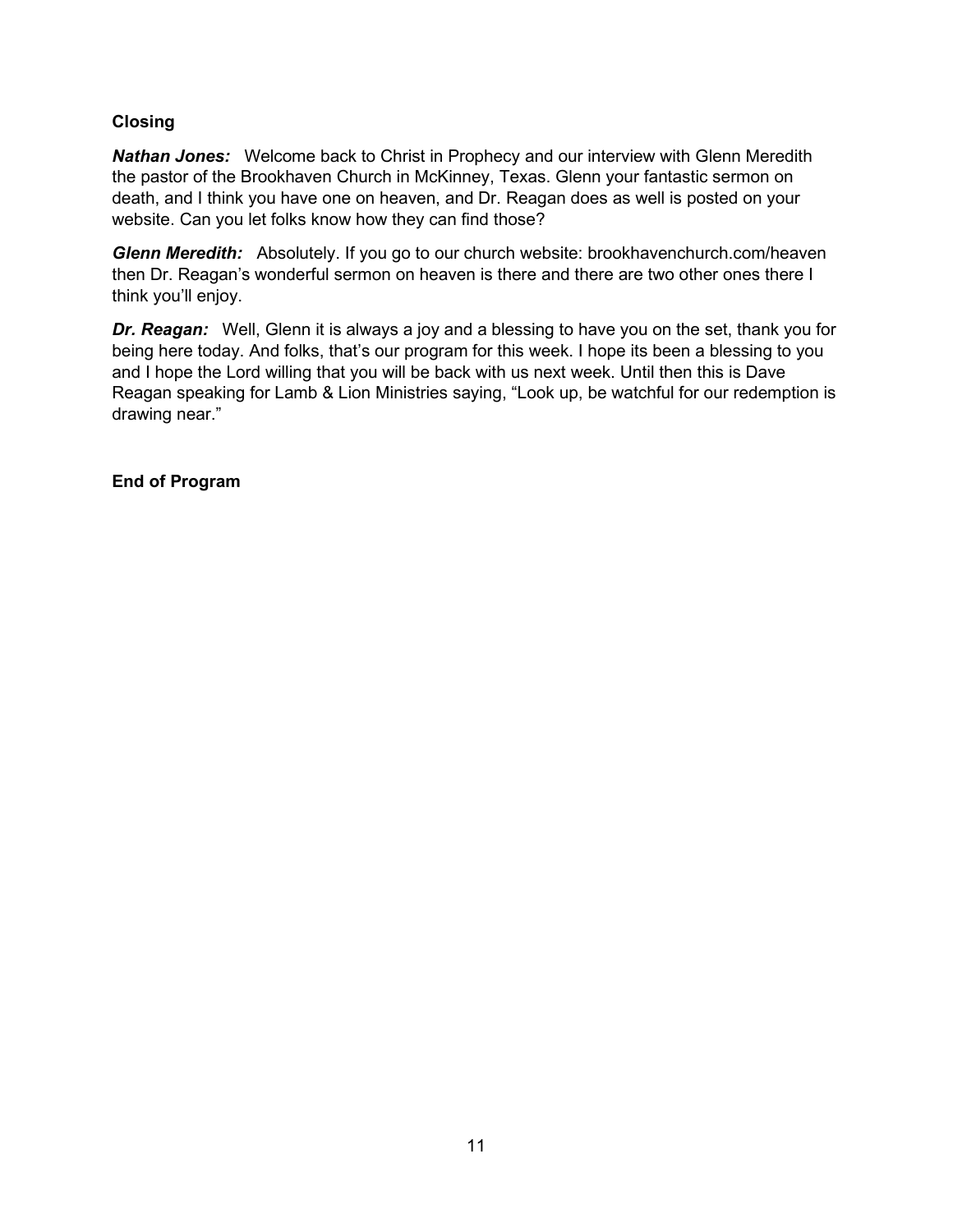**Closing**

***Nathan Jones:*** Welcome back to Christ in Prophecy and our interview with Glenn Meredith the pastor of the Brookhaven Church in McKinney, Texas. Glenn your fantastic sermon on death, and I think you have one on heaven, and Dr. Reagan does as well is posted on your website. Can you let folks know how they can find those?

***Glenn Meredith:*** Absolutely. If you go to our church website: brookhavenchurch.com/heaven then Dr. Reagan's wonderful sermon on heaven is there and there are two other ones there I think you'll enjoy.

***Dr. Reagan:*** Well, Glenn it is always a joy and a blessing to have you on the set, thank you for being here today. And folks, that's our program for this week. I hope its been a blessing to you and I hope the Lord willing that you will be back with us next week. Until then this is Dave Reagan speaking for Lamb & Lion Ministries saying, "Look up, be watchful for our redemption is drawing near."

**End of Program**